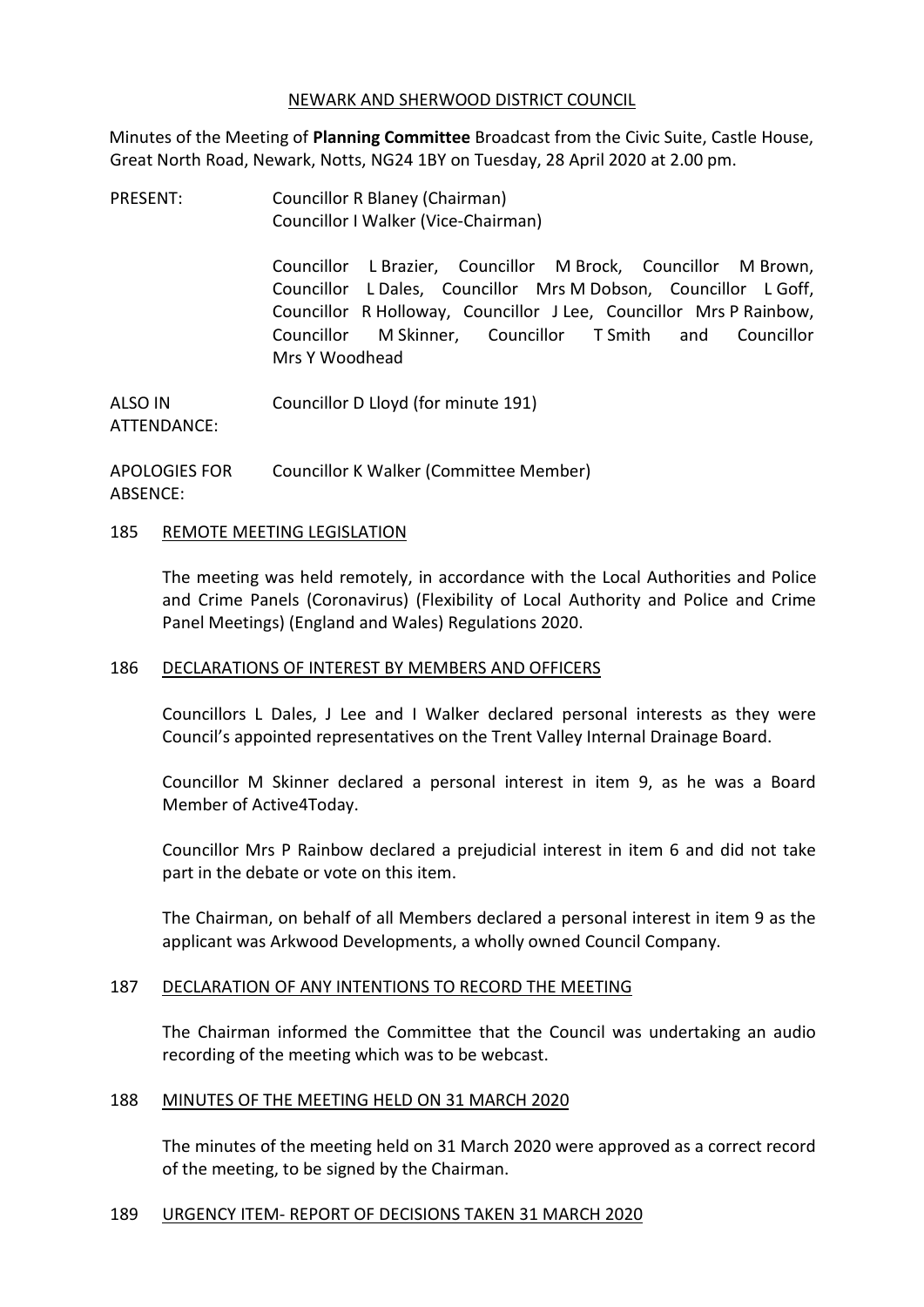NEWARK AND SHERWOOD DISTRICT COUNCIL

Minutes of the Meeting of **Planning Committee** Broadcast from the Civic Suite, Castle House, Great North Road, Newark, Notts, NG24 1BY on Tuesday, 28 April 2020 at 2.00 pm.

PRESENT: Councillor R Blaney (Chairman)
Councillor I Walker (Vice-Chairman)

Councillor L Brazier, Councillor M Brock, Councillor M Brown, Councillor L Dales, Councillor Mrs M Dobson, Councillor L Goff, Councillor R Holloway, Councillor J Lee, Councillor Mrs P Rainbow, Councillor M Skinner, Councillor T Smith and Councillor Mrs Y Woodhead

ALSO IN ATTENDANCE: Councillor D Lloyd (for minute 191)

APOLOGIES FOR ABSENCE: Councillor K Walker (Committee Member)

## 185 REMOTE MEETING LEGISLATION

The meeting was held remotely, in accordance with the Local Authorities and Police and Crime Panels (Coronavirus) (Flexibility of Local Authority and Police and Crime Panel Meetings) (England and Wales) Regulations 2020.

## 186 DECLARATIONS OF INTEREST BY MEMBERS AND OFFICERS

Councillors L Dales, J Lee and I Walker declared personal interests as they were Council's appointed representatives on the Trent Valley Internal Drainage Board.

Councillor M Skinner declared a personal interest in item 9, as he was a Board Member of Active4Today.

Councillor Mrs P Rainbow declared a prejudicial interest in item 6 and did not take part in the debate or vote on this item.

The Chairman, on behalf of all Members declared a personal interest in item 9 as the applicant was Arkwood Developments, a wholly owned Council Company.

## 187 DECLARATION OF ANY INTENTIONS TO RECORD THE MEETING

The Chairman informed the Committee that the Council was undertaking an audio recording of the meeting which was to be webcast.

## 188 MINUTES OF THE MEETING HELD ON 31 MARCH 2020

The minutes of the meeting held on 31 March 2020 were approved as a correct record of the meeting, to be signed by the Chairman.

## 189 URGENCY ITEM- REPORT OF DECISIONS TAKEN 31 MARCH 2020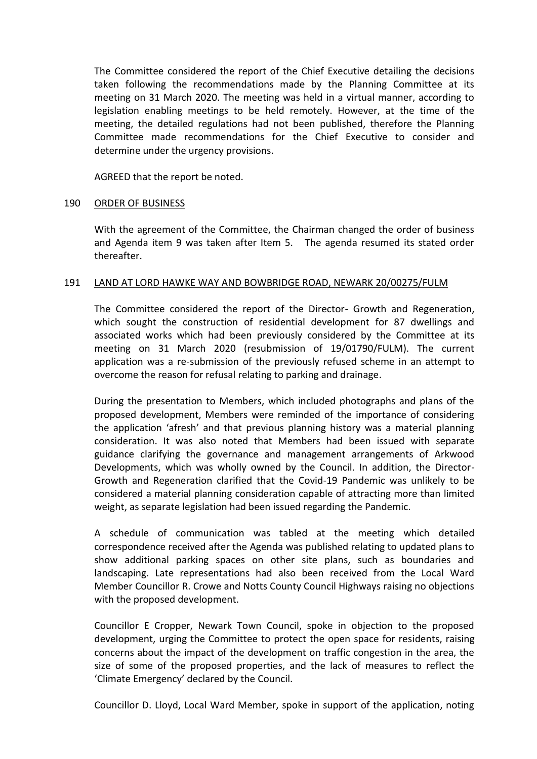The Committee considered the report of the Chief Executive detailing the decisions taken following the recommendations made by the Planning Committee at its meeting on 31 March 2020. The meeting was held in a virtual manner, according to legislation enabling meetings to be held remotely. However, at the time of the meeting, the detailed regulations had not been published, therefore the Planning Committee made recommendations for the Chief Executive to consider and determine under the urgency provisions.

AGREED that the report be noted.

## 190 ORDER OF BUSINESS

With the agreement of the Committee, the Chairman changed the order of business and Agenda item 9 was taken after Item 5. The agenda resumed its stated order thereafter.

## 191 LAND AT LORD HAWKE WAY AND BOWBRIDGE ROAD, NEWARK 20/00275/FULM

The Committee considered the report of the Director- Growth and Regeneration, which sought the construction of residential development for 87 dwellings and associated works which had been previously considered by the Committee at its meeting on 31 March 2020 (resubmission of 19/01790/FULM). The current application was a re-submission of the previously refused scheme in an attempt to overcome the reason for refusal relating to parking and drainage.

During the presentation to Members, which included photographs and plans of the proposed development, Members were reminded of the importance of considering the application 'afresh' and that previous planning history was a material planning consideration. It was also noted that Members had been issued with separate guidance clarifying the governance and management arrangements of Arkwood Developments, which was wholly owned by the Council. In addition, the Director- Growth and Regeneration clarified that the Covid-19 Pandemic was unlikely to be considered a material planning consideration capable of attracting more than limited weight, as separate legislation had been issued regarding the Pandemic.

A schedule of communication was tabled at the meeting which detailed correspondence received after the Agenda was published relating to updated plans to show additional parking spaces on other site plans, such as boundaries and landscaping. Late representations had also been received from the Local Ward Member Councillor R. Crowe and Notts County Council Highways raising no objections with the proposed development.

Councillor E Cropper, Newark Town Council, spoke in objection to the proposed development, urging the Committee to protect the open space for residents, raising concerns about the impact of the development on traffic congestion in the area, the size of some of the proposed properties, and the lack of measures to reflect the 'Climate Emergency' declared by the Council.

Councillor D. Lloyd, Local Ward Member, spoke in support of the application, noting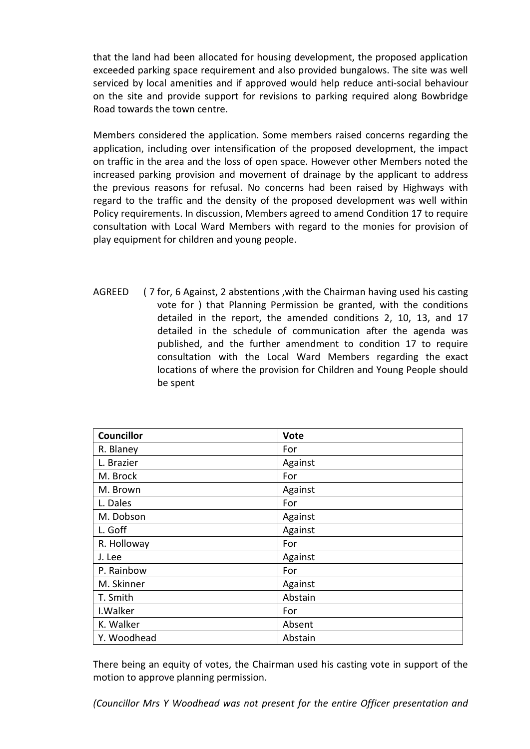that the land had been allocated for housing development, the proposed application exceeded parking space requirement and also provided bungalows. The site was well serviced by local amenities and if approved would help reduce anti-social behaviour on the site and provide support for revisions to parking required along Bowbridge Road towards the town centre.

Members considered the application. Some members raised concerns regarding the application, including over intensification of the proposed development, the impact on traffic in the area and the loss of open space. However other Members noted the increased parking provision and movement of drainage by the applicant to address the previous reasons for refusal. No concerns had been raised by Highways with regard to the traffic and the density of the proposed development was well within Policy requirements. In discussion, Members agreed to amend Condition 17 to require consultation with Local Ward Members with regard to the monies for provision of play equipment for children and young people.

AGREED ( 7 for, 6 Against, 2 abstentions ,with the Chairman having used his casting vote for ) that Planning Permission be granted, with the conditions detailed in the report, the amended conditions 2, 10, 13, and 17 detailed in the schedule of communication after the agenda was published, and the further amendment to condition 17 to require consultation with the Local Ward Members regarding the exact locations of where the provision for Children and Young People should be spent

| **Councillor** | **Vote** |
|---|---|
| R. Blaney | For |
| L. Brazier | Against |
| M. Brock | For |
| M. Brown | Against |
| L. Dales | For |
| M. Dobson | Against |
| L. Goff | Against |
| R. Holloway | For |
| J. Lee | Against |
| P. Rainbow | For |
| M. Skinner | Against |
| T. Smith | Abstain |
| I.Walker | For |
| K. Walker | Absent |
| Y. Woodhead | Abstain |

There being an equity of votes, the Chairman used his casting vote in support of the motion to approve planning permission.

*(Councillor Mrs Y Woodhead was not present for the entire Officer presentation and*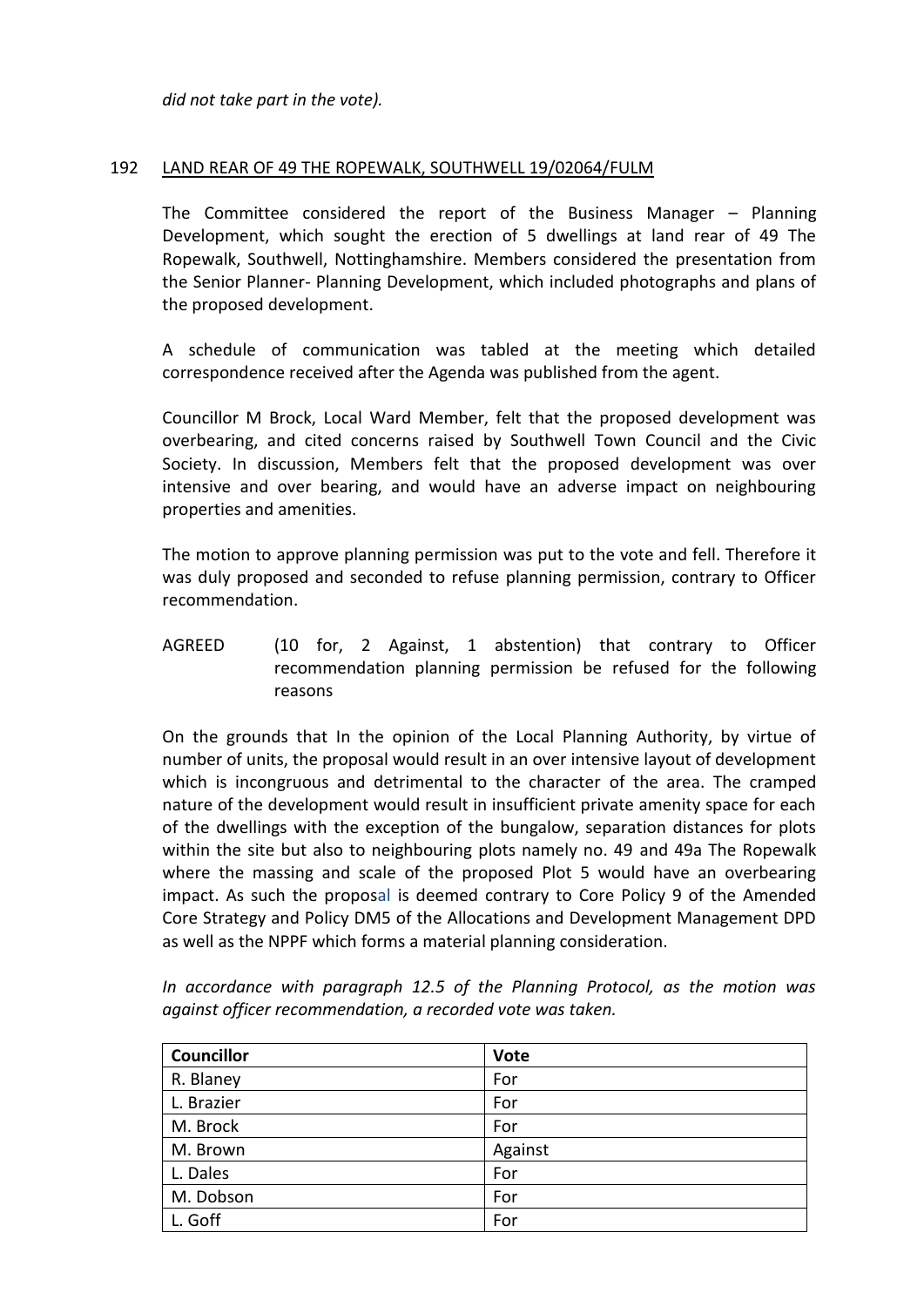*did not take part in the vote).*

192 LAND REAR OF 49 THE ROPEWALK, SOUTHWELL 19/02064/FULM

The Committee considered the report of the Business Manager – Planning Development, which sought the erection of 5 dwellings at land rear of 49 The Ropewalk, Southwell, Nottinghamshire. Members considered the presentation from the Senior Planner- Planning Development, which included photographs and plans of the proposed development.

A schedule of communication was tabled at the meeting which detailed correspondence received after the Agenda was published from the agent.

Councillor M Brock, Local Ward Member, felt that the proposed development was overbearing, and cited concerns raised by Southwell Town Council and the Civic Society. In discussion, Members felt that the proposed development was over intensive and over bearing, and would have an adverse impact on neighbouring properties and amenities.

The motion to approve planning permission was put to the vote and fell. Therefore it was duly proposed and seconded to refuse planning permission, contrary to Officer recommendation.

AGREED (10 for, 2 Against, 1 abstention) that contrary to Officer recommendation planning permission be refused for the following reasons

On the grounds that In the opinion of the Local Planning Authority, by virtue of number of units, the proposal would result in an over intensive layout of development which is incongruous and detrimental to the character of the area. The cramped nature of the development would result in insufficient private amenity space for each of the dwellings with the exception of the bungalow, separation distances for plots within the site but also to neighbouring plots namely no. 49 and 49a The Ropewalk where the massing and scale of the proposed Plot 5 would have an overbearing impact. As such the proposal is deemed contrary to Core Policy 9 of the Amended Core Strategy and Policy DM5 of the Allocations and Development Management DPD as well as the NPPF which forms a material planning consideration.

*In accordance with paragraph 12.5 of the Planning Protocol, as the motion was against officer recommendation, a recorded vote was taken.*

| Councillor | Vote |
|---|---|
| R. Blaney | For |
| L. Brazier | For |
| M. Brock | For |
| M. Brown | Against |
| L. Dales | For |
| M. Dobson | For |
| L. Goff | For |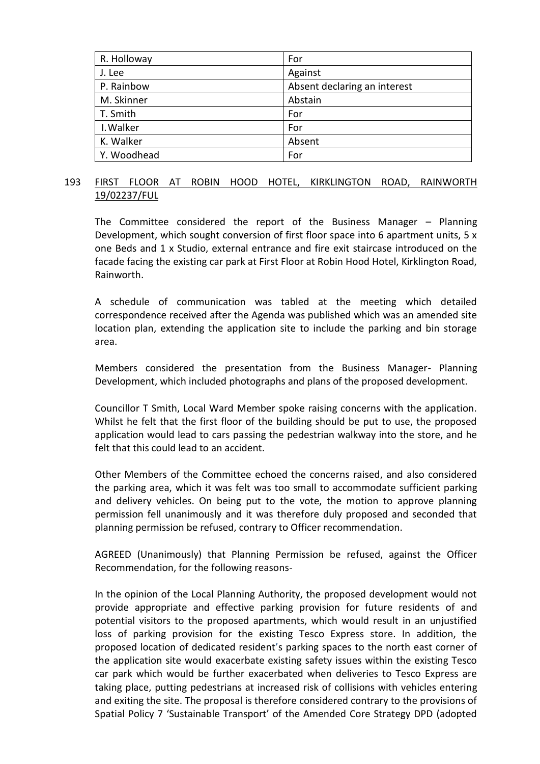| R. Holloway | For |
|---|---|
| J. Lee | Against |
| P. Rainbow | Absent declaring an interest |
| M. Skinner | Abstain |
| T. Smith | For |
| I. Walker | For |
| K. Walker | Absent |
| Y. Woodhead | For |

## 193 FIRST FLOOR AT ROBIN HOOD HOTEL, KIRKLINGTON ROAD, RAINWORTH 19/02237/FUL

The Committee considered the report of the Business Manager – Planning Development, which sought conversion of first floor space into 6 apartment units, 5 x one Beds and 1 x Studio, external entrance and fire exit staircase introduced on the facade facing the existing car park at First Floor at Robin Hood Hotel, Kirklington Road, Rainworth.

A schedule of communication was tabled at the meeting which detailed correspondence received after the Agenda was published which was an amended site location plan, extending the application site to include the parking and bin storage area.

Members considered the presentation from the Business Manager- Planning Development, which included photographs and plans of the proposed development.

Councillor T Smith, Local Ward Member spoke raising concerns with the application. Whilst he felt that the first floor of the building should be put to use, the proposed application would lead to cars passing the pedestrian walkway into the store, and he felt that this could lead to an accident.

Other Members of the Committee echoed the concerns raised, and also considered the parking area, which it was felt was too small to accommodate sufficient parking and delivery vehicles. On being put to the vote, the motion to approve planning permission fell unanimously and it was therefore duly proposed and seconded that planning permission be refused, contrary to Officer recommendation.

AGREED (Unanimously) that Planning Permission be refused, against the Officer Recommendation, for the following reasons-

In the opinion of the Local Planning Authority, the proposed development would not provide appropriate and effective parking provision for future residents of and potential visitors to the proposed apartments, which would result in an unjustified loss of parking provision for the existing Tesco Express store. In addition, the proposed location of dedicated resident's parking spaces to the north east corner of the application site would exacerbate existing safety issues within the existing Tesco car park which would be further exacerbated when deliveries to Tesco Express are taking place, putting pedestrians at increased risk of collisions with vehicles entering and exiting the site. The proposal is therefore considered contrary to the provisions of Spatial Policy 7 'Sustainable Transport' of the Amended Core Strategy DPD (adopted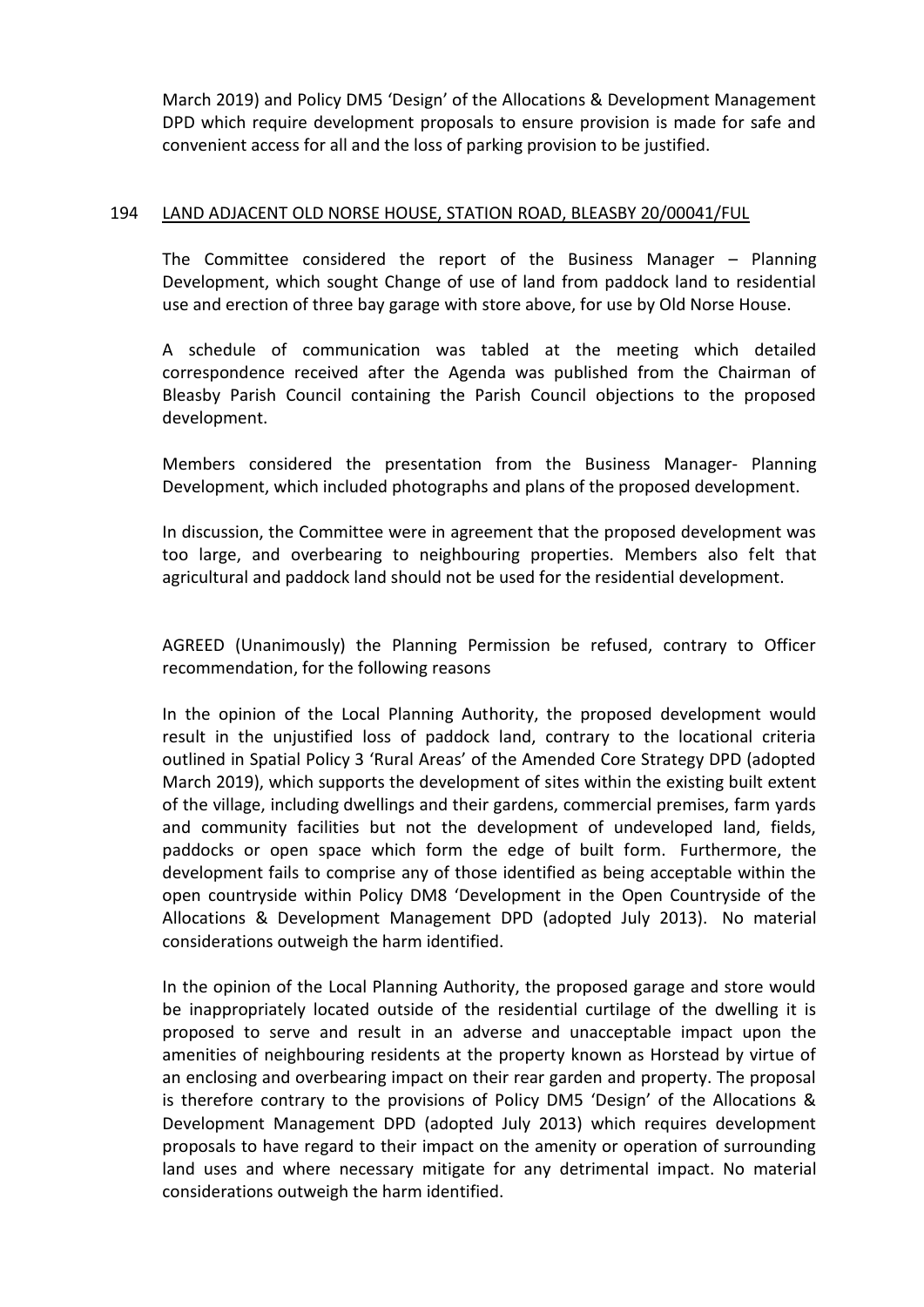March 2019) and Policy DM5 'Design' of the Allocations & Development Management DPD which require development proposals to ensure provision is made for safe and convenient access for all and the loss of parking provision to be justified.

## 194 LAND ADJACENT OLD NORSE HOUSE, STATION ROAD, BLEASBY 20/00041/FUL

The Committee considered the report of the Business Manager – Planning Development, which sought Change of use of land from paddock land to residential use and erection of three bay garage with store above, for use by Old Norse House.

A schedule of communication was tabled at the meeting which detailed correspondence received after the Agenda was published from the Chairman of Bleasby Parish Council containing the Parish Council objections to the proposed development.

Members considered the presentation from the Business Manager- Planning Development, which included photographs and plans of the proposed development.

In discussion, the Committee were in agreement that the proposed development was too large, and overbearing to neighbouring properties. Members also felt that agricultural and paddock land should not be used for the residential development.

AGREED (Unanimously) the Planning Permission be refused, contrary to Officer recommendation, for the following reasons

In the opinion of the Local Planning Authority, the proposed development would result in the unjustified loss of paddock land, contrary to the locational criteria outlined in Spatial Policy 3 'Rural Areas' of the Amended Core Strategy DPD (adopted March 2019), which supports the development of sites within the existing built extent of the village, including dwellings and their gardens, commercial premises, farm yards and community facilities but not the development of undeveloped land, fields, paddocks or open space which form the edge of built form. Furthermore, the development fails to comprise any of those identified as being acceptable within the open countryside within Policy DM8 'Development in the Open Countryside of the Allocations & Development Management DPD (adopted July 2013). No material considerations outweigh the harm identified.

In the opinion of the Local Planning Authority, the proposed garage and store would be inappropriately located outside of the residential curtilage of the dwelling it is proposed to serve and result in an adverse and unacceptable impact upon the amenities of neighbouring residents at the property known as Horstead by virtue of an enclosing and overbearing impact on their rear garden and property. The proposal is therefore contrary to the provisions of Policy DM5 'Design' of the Allocations & Development Management DPD (adopted July 2013) which requires development proposals to have regard to their impact on the amenity or operation of surrounding land uses and where necessary mitigate for any detrimental impact. No material considerations outweigh the harm identified.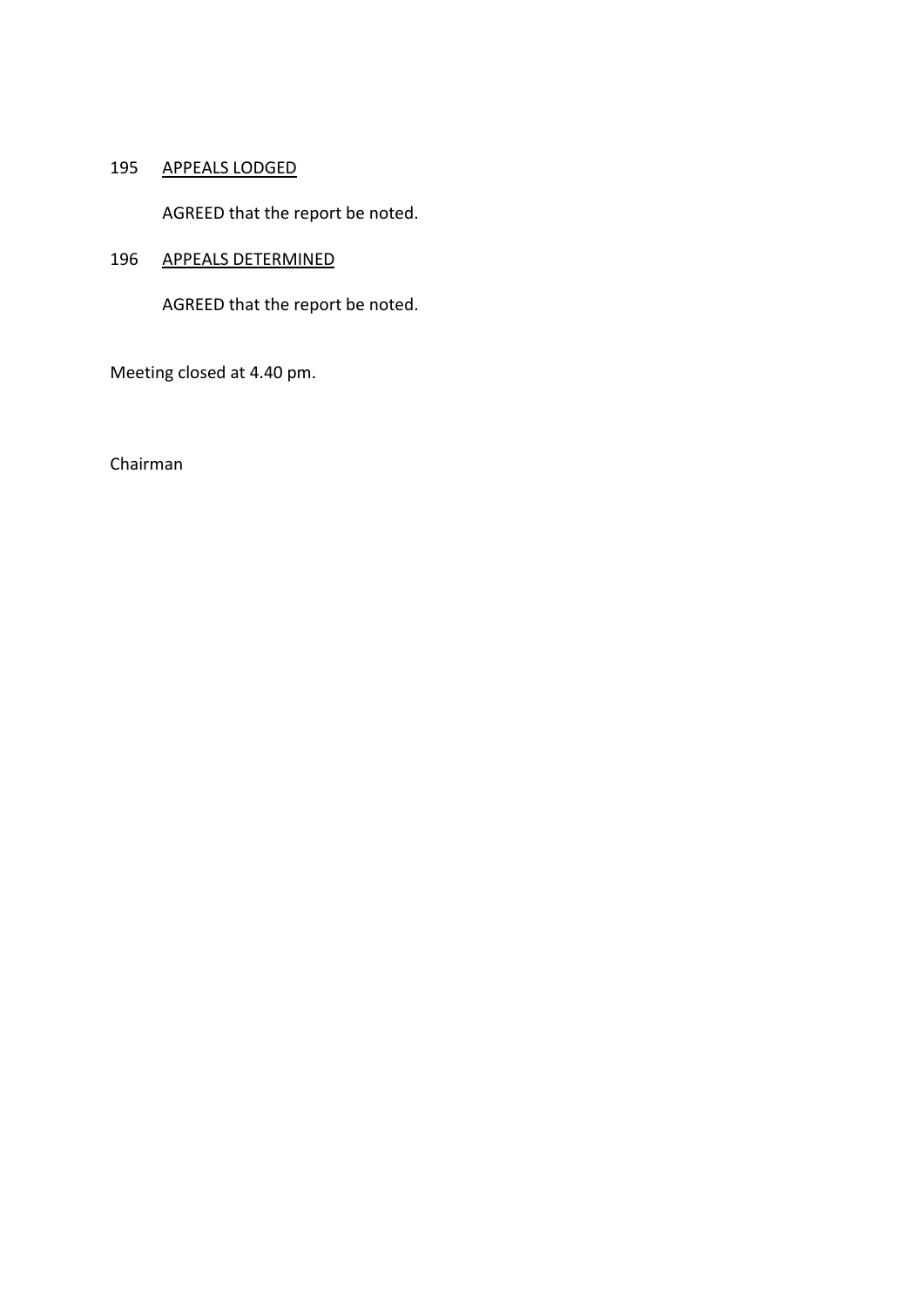195 <u>APPEALS LODGED</u>

AGREED that the report be noted.

196 <u>APPEALS DETERMINED</u>

AGREED that the report be noted.

Meeting closed at 4.40 pm.

Chairman